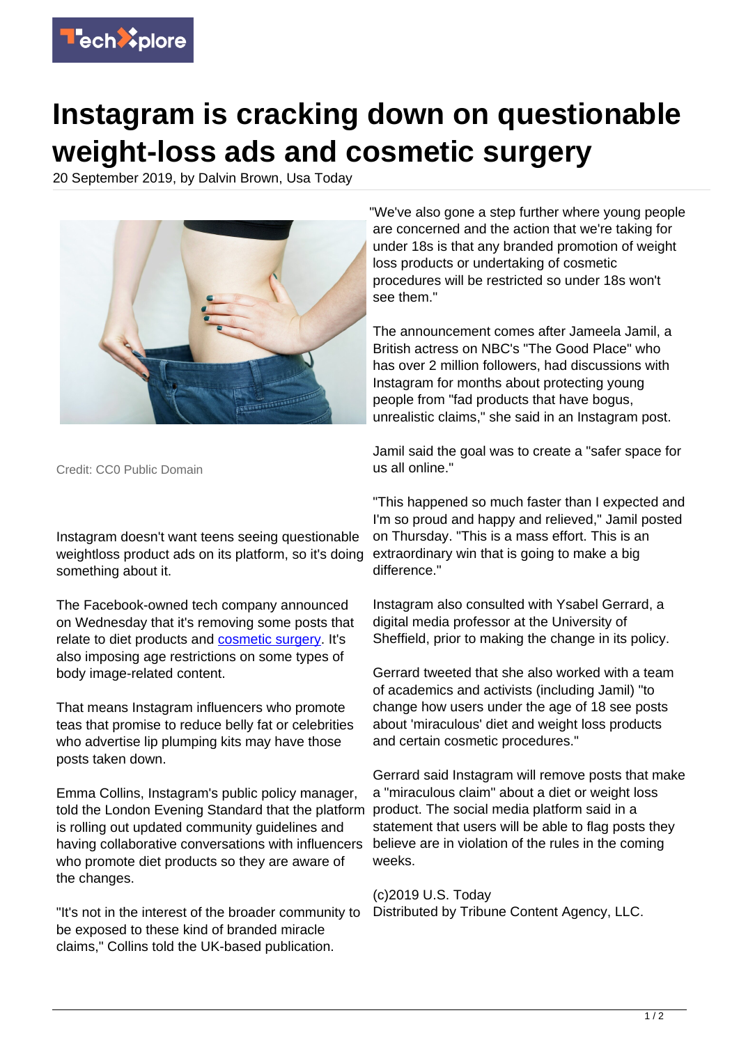# Instagram is cracking down on questionable weight-loss ads and cosmetic surgery

20 September 2019, by Dalvin Brown, Usa Today

Credit: CC0 Public Domain

Instagram doesn't want teens seeing questionable weightloss product ads on its platform, so it's doing something about it.

The Facebook-owned tech company announced on Wednesday that it's removing some posts that relate to diet products and cosmetic surgery. It's also imposing age restrictions on some types of body image-related content.

That means Instagram influencers who promote teas that promise to reduce belly fat or celebrities who advertise lip plumping kits may have those posts taken down.

Emma Collins, Instagram's public policy manager, told the London Evening Standard that the platform is rolling out updated community guidelines and having collaborative conversations with influencers who promote diet products so they are aware of the changes.

"It's not in the interest of the broader community to be exposed to these kind of branded miracle claims," Collins told the UK-based publication.

"We've also gone a step further where young people are concerned and the action that we're taking for under 18s is that any branded promotion of weight loss products or undertaking of cosmetic procedures will be restricted so under 18s won't see them."

The announcement comes after Jameela Jamil, a British actress on NBC's "The Good Place" who has over 2 million followers, had discussions with Instagram for months about protecting young people from "fad products that have bogus, unrealistic claims," she said in an Instagram post.

Jamil said the goal was to create a "safer space for us all online."

"This happened so much faster than I expected and I'm so proud and happy and relieved," Jamil posted on Thursday. "This is a mass effort. This is an extraordinary win that is going to make a big difference."

Instagram also consulted with Ysabel Gerrard, a digital media professor at the University of Sheffield, prior to making the change in its policy.

Gerrard tweeted that she also worked with a team of academics and activists (including Jamil) "to change how users under the age of 18 see posts about 'miraculous' diet and weight loss products and certain cosmetic procedures."

Gerrard said Instagram will remove posts that make a "miraculous claim" about a diet or weight loss product. The social media platform said in a statement that users will be able to flag posts they believe are in violation of the rules in the coming weeks.

(c)2019 U.S. Today
Distributed by Tribune Content Agency, LLC.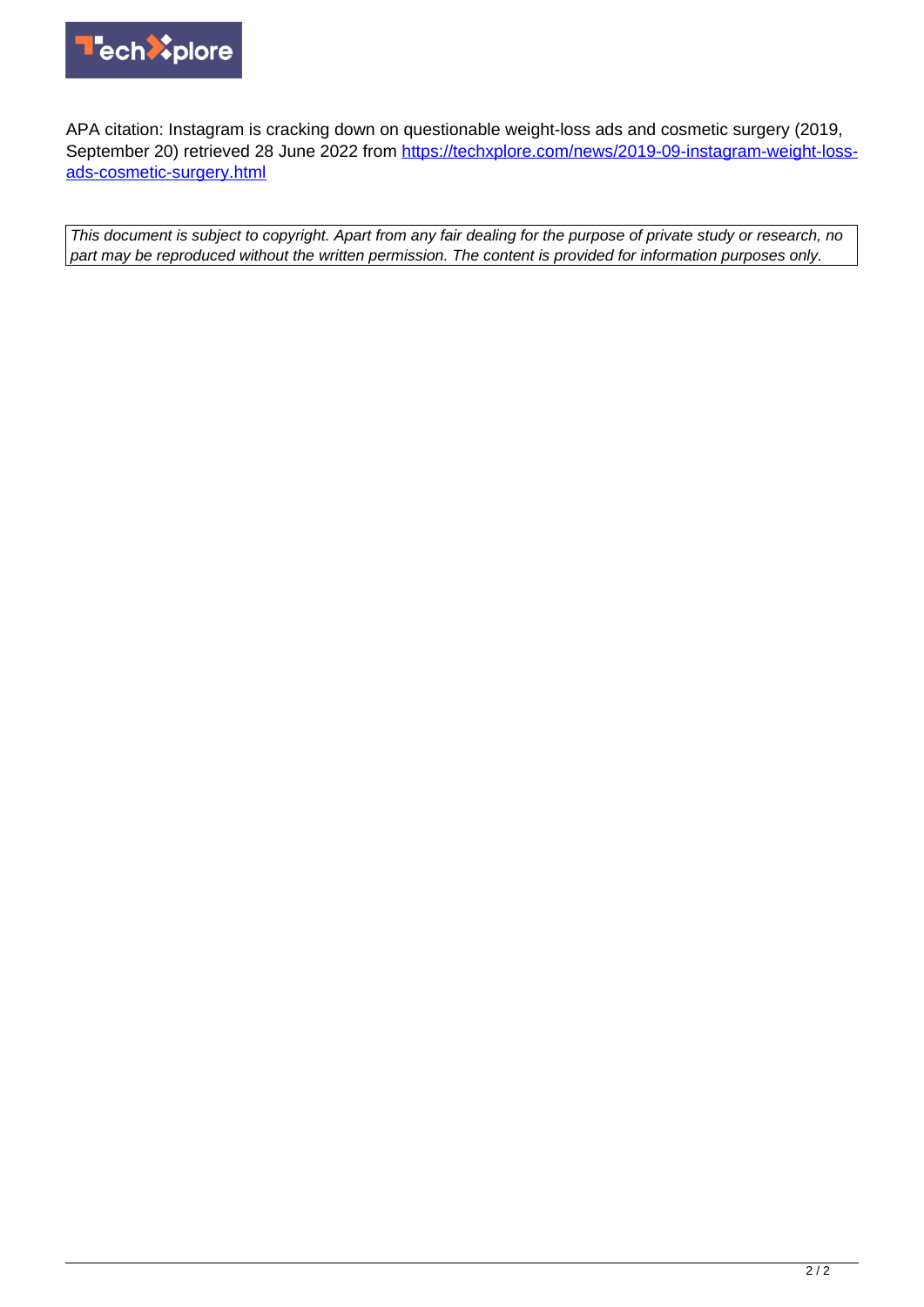APA citation: Instagram is cracking down on questionable weight-loss ads and cosmetic surgery (2019, September 20) retrieved 28 June 2022 from https://techxplore.com/news/2019-09-instagram-weight-loss-ads-cosmetic-surgery.html

*This document is subject to copyright. Apart from any fair dealing for the purpose of private study or research, no part may be reproduced without the written permission. The content is provided for information purposes only.*